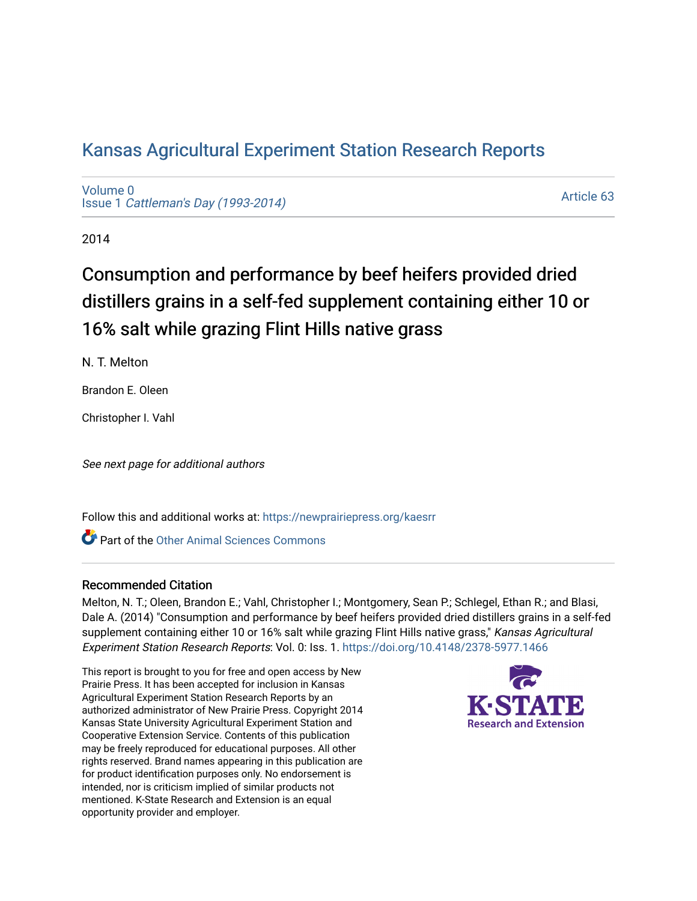# Kansas Agricultural Experiment Station Research Reports

Volume 0
Issue 1 *Cattleman's Day (1993-2014)*

Article 63

2014

## Consumption and performance by beef heifers provided dried distillers grains in a self-fed supplement containing either 10 or 16% salt while grazing Flint Hills native grass

N. T. Melton

Brandon E. Oleen

Christopher I. Vahl

*See next page for additional authors*

Follow this and additional works at: https://newprairiepress.org/kaesrr

Part of the Other Animal Sciences Commons

### Recommended Citation

Melton, N. T.; Oleen, Brandon E.; Vahl, Christopher I.; Montgomery, Sean P.; Schlegel, Ethan R.; and Blasi, Dale A. (2014) "Consumption and performance by beef heifers provided dried distillers grains in a self-fed supplement containing either 10 or 16% salt while grazing Flint Hills native grass," *Kansas Agricultural Experiment Station Research Reports*: Vol. 0: Iss. 1. https://doi.org/10.4148/2378-5977.1466

This report is brought to you for free and open access by New Prairie Press. It has been accepted for inclusion in Kansas Agricultural Experiment Station Research Reports by an authorized administrator of New Prairie Press. Copyright 2014 Kansas State University Agricultural Experiment Station and Cooperative Extension Service. Contents of this publication may be freely reproduced for educational purposes. All other rights reserved. Brand names appearing in this publication are for product identification purposes only. No endorsement is intended, nor is criticism implied of similar products not mentioned. K-State Research and Extension is an equal opportunity provider and employer.

K-STATE Research and Extension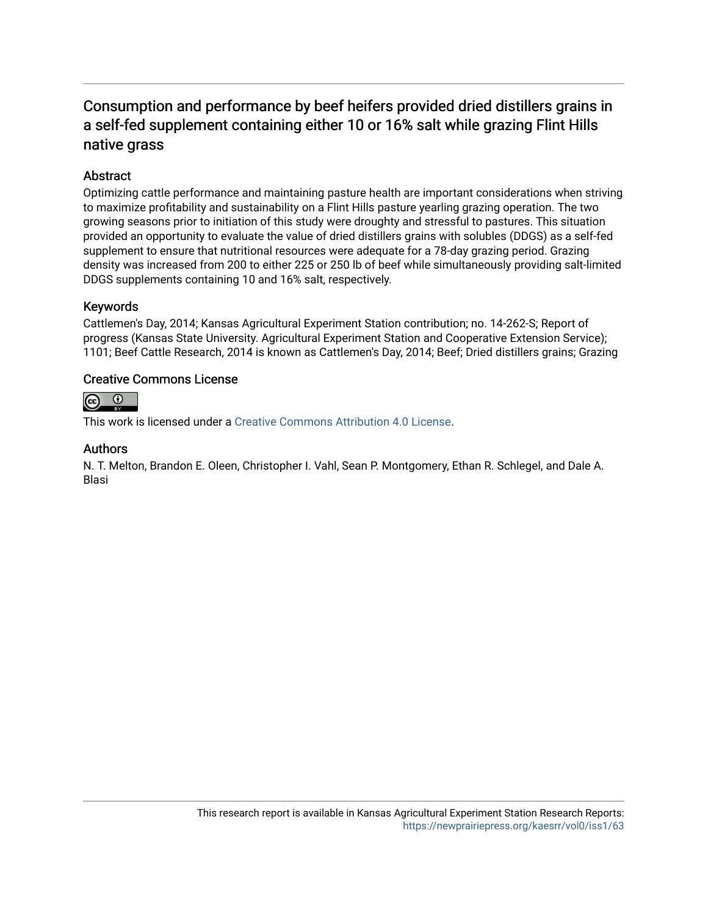# Consumption and performance by beef heifers provided dried distillers grains in a self-fed supplement containing either 10 or 16% salt while grazing Flint Hills native grass

## Abstract

Optimizing cattle performance and maintaining pasture health are important considerations when striving to maximize profitability and sustainability on a Flint Hills pasture yearling grazing operation. The two growing seasons prior to initiation of this study were droughty and stressful to pastures. This situation provided an opportunity to evaluate the value of dried distillers grains with solubles (DDGS) as a self-fed supplement to ensure that nutritional resources were adequate for a 78-day grazing period. Grazing density was increased from 200 to either 225 or 250 lb of beef while simultaneously providing salt-limited DDGS supplements containing 10 and 16% salt, respectively.

## Keywords

Cattlemen's Day, 2014; Kansas Agricultural Experiment Station contribution; no. 14-262-S; Report of progress (Kansas State University. Agricultural Experiment Station and Cooperative Extension Service); 1101; Beef Cattle Research, 2014 is known as Cattlemen's Day, 2014; Beef; Dried distillers grains; Grazing

## Creative Commons License

This work is licensed under a Creative Commons Attribution 4.0 License.

## Authors

N. T. Melton, Brandon E. Oleen, Christopher I. Vahl, Sean P. Montgomery, Ethan R. Schlegel, and Dale A. Blasi

This research report is available in Kansas Agricultural Experiment Station Research Reports: https://newprairiepress.org/kaesrr/vol0/iss1/63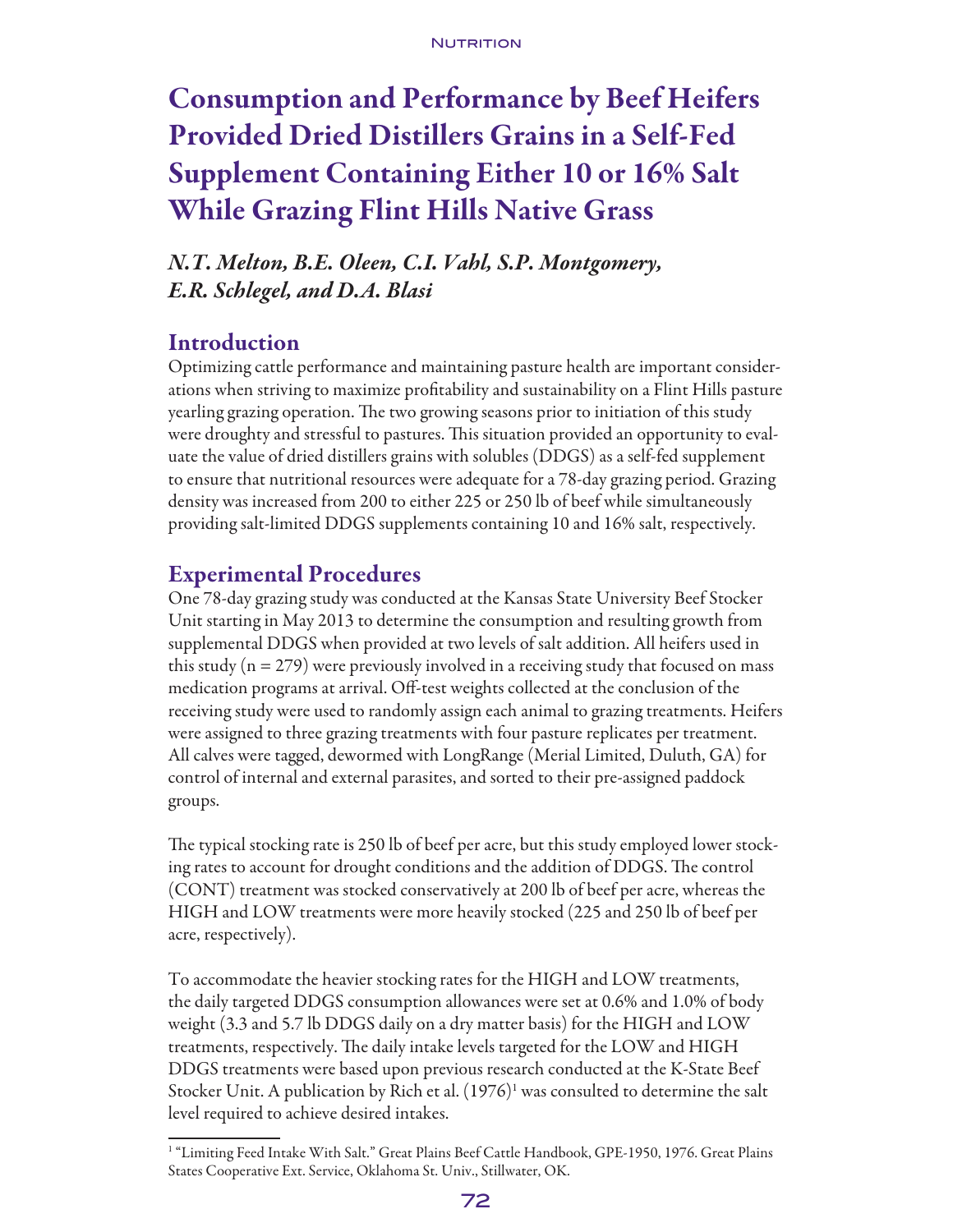# Consumption and Performance by Beef Heifers Provided Dried Distillers Grains in a Self-Fed Supplement Containing Either 10 or 16% Salt While Grazing Flint Hills Native Grass

*N.T. Melton, B.E. Oleen, C.I. Vahl, S.P. Montgomery, E.R. Schlegel, and D.A. Blasi*

## Introduction

Optimizing cattle performance and maintaining pasture health are important considerations when striving to maximize profitability and sustainability on a Flint Hills pasture yearling grazing operation. The two growing seasons prior to initiation of this study were droughty and stressful to pastures. This situation provided an opportunity to evaluate the value of dried distillers grains with solubles (DDGS) as a self-fed supplement to ensure that nutritional resources were adequate for a 78-day grazing period. Grazing density was increased from 200 to either 225 or 250 lb of beef while simultaneously providing salt-limited DDGS supplements containing 10 and 16% salt, respectively.

## Experimental Procedures

One 78-day grazing study was conducted at the Kansas State University Beef Stocker Unit starting in May 2013 to determine the consumption and resulting growth from supplemental DDGS when provided at two levels of salt addition. All heifers used in this study (n = 279) were previously involved in a receiving study that focused on mass medication programs at arrival. Off-test weights collected at the conclusion of the receiving study were used to randomly assign each animal to grazing treatments. Heifers were assigned to three grazing treatments with four pasture replicates per treatment. All calves were tagged, dewormed with LongRange (Merial Limited, Duluth, GA) for control of internal and external parasites, and sorted to their pre-assigned paddock groups.

The typical stocking rate is 250 lb of beef per acre, but this study employed lower stocking rates to account for drought conditions and the addition of DDGS. The control (CONT) treatment was stocked conservatively at 200 lb of beef per acre, whereas the HIGH and LOW treatments were more heavily stocked (225 and 250 lb of beef per acre, respectively).

To accommodate the heavier stocking rates for the HIGH and LOW treatments, the daily targeted DDGS consumption allowances were set at 0.6% and 1.0% of body weight (3.3 and 5.7 lb DDGS daily on a dry matter basis) for the HIGH and LOW treatments, respectively. The daily intake levels targeted for the LOW and HIGH DDGS treatments were based upon previous research conducted at the K-State Beef Stocker Unit. A publication by Rich et al. (1976)[1] was consulted to determine the salt level required to achieve desired intakes.

[1] "Limiting Feed Intake With Salt." Great Plains Beef Cattle Handbook, GPE-1950, 1976. Great Plains States Cooperative Ext. Service, Oklahoma St. Univ., Stillwater, OK.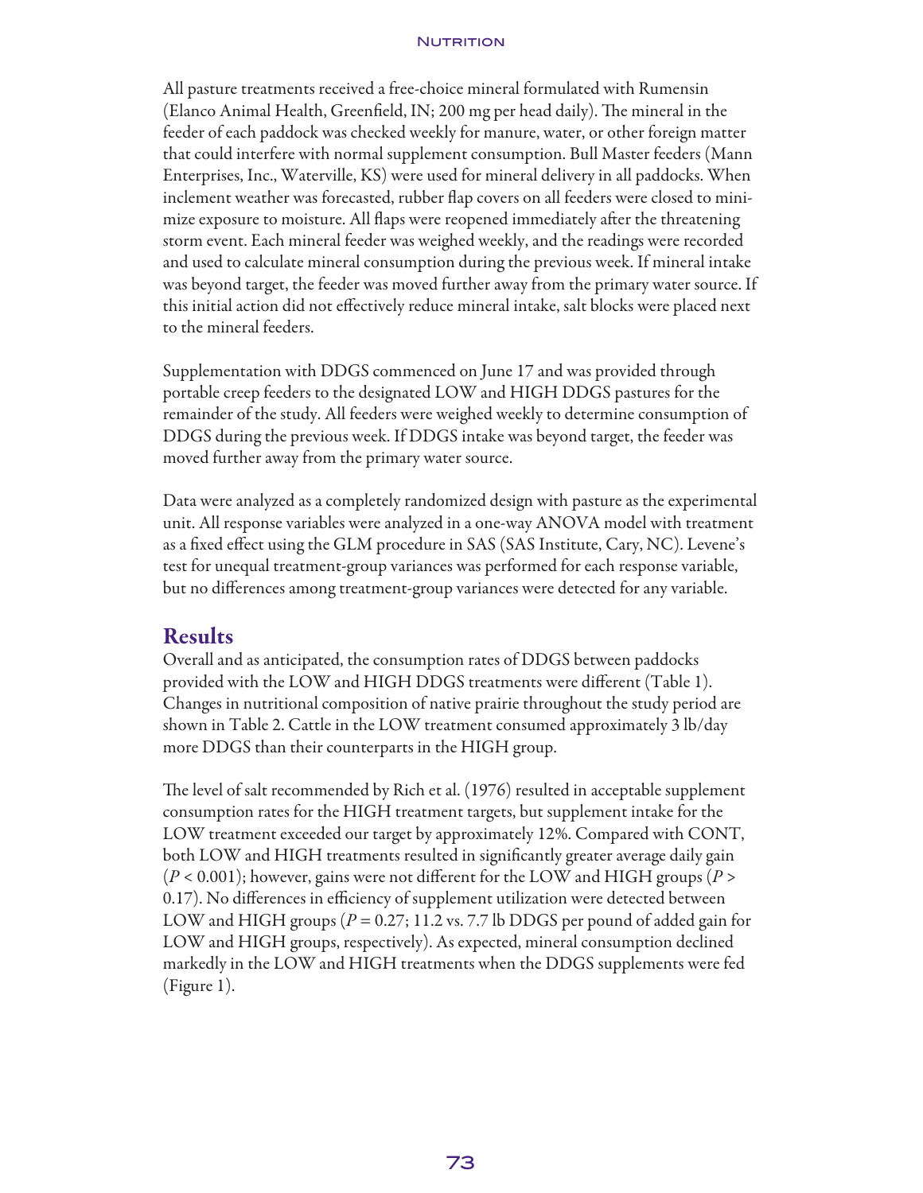All pasture treatments received a free-choice mineral formulated with Rumensin (Elanco Animal Health, Greenfield, IN; 200 mg per head daily). The mineral in the feeder of each paddock was checked weekly for manure, water, or other foreign matter that could interfere with normal supplement consumption. Bull Master feeders (Mann Enterprises, Inc., Waterville, KS) were used for mineral delivery in all paddocks. When inclement weather was forecasted, rubber flap covers on all feeders were closed to minimize exposure to moisture. All flaps were reopened immediately after the threatening storm event. Each mineral feeder was weighed weekly, and the readings were recorded and used to calculate mineral consumption during the previous week. If mineral intake was beyond target, the feeder was moved further away from the primary water source. If this initial action did not effectively reduce mineral intake, salt blocks were placed next to the mineral feeders.

Supplementation with DDGS commenced on June 17 and was provided through portable creep feeders to the designated LOW and HIGH DDGS pastures for the remainder of the study. All feeders were weighed weekly to determine consumption of DDGS during the previous week. If DDGS intake was beyond target, the feeder was moved further away from the primary water source.

Data were analyzed as a completely randomized design with pasture as the experimental unit. All response variables were analyzed in a one-way ANOVA model with treatment as a fixed effect using the GLM procedure in SAS (SAS Institute, Cary, NC). Levene's test for unequal treatment-group variances was performed for each response variable, but no differences among treatment-group variances were detected for any variable.

## Results

Overall and as anticipated, the consumption rates of DDGS between paddocks provided with the LOW and HIGH DDGS treatments were different (Table 1). Changes in nutritional composition of native prairie throughout the study period are shown in Table 2. Cattle in the LOW treatment consumed approximately 3 lb/day more DDGS than their counterparts in the HIGH group.

The level of salt recommended by Rich et al. (1976) resulted in acceptable supplement consumption rates for the HIGH treatment targets, but supplement intake for the LOW treatment exceeded our target by approximately 12%. Compared with CONT, both LOW and HIGH treatments resulted in significantly greater average daily gain ($P < 0.001$); however, gains were not different for the LOW and HIGH groups ($P > 0.17$). No differences in efficiency of supplement utilization were detected between LOW and HIGH groups ($P = 0.27$; 11.2 vs. 7.7 lb DDGS per pound of added gain for LOW and HIGH groups, respectively). As expected, mineral consumption declined markedly in the LOW and HIGH treatments when the DDGS supplements were fed (Figure 1).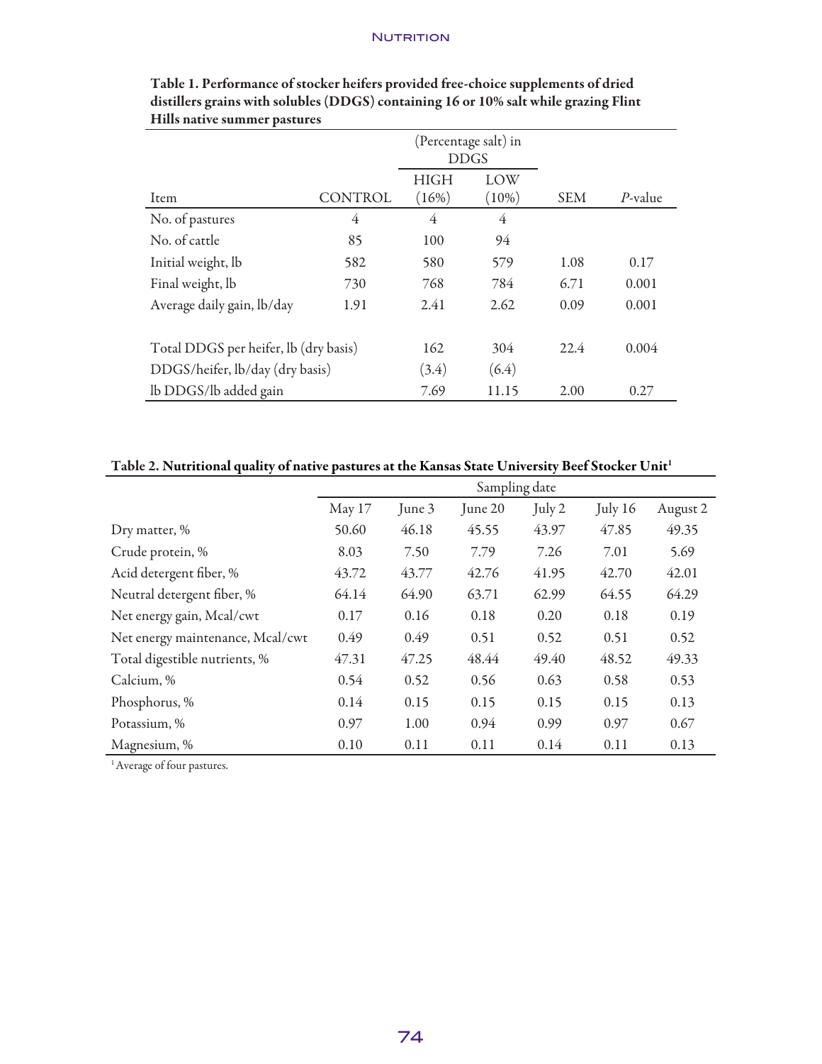**Table 1. Performance of stocker heifers provided free-choice supplements of dried distillers grains with solubles (DDGS) containing 16 or 10% salt while grazing Flint Hills native summer pastures**

| | | (Percentage salt) in DDGS | | | |
|---|---|---|---|---|---|
| Item | CONTROL | HIGH (16%) | LOW (10%) | SEM | *P*-value |
| No. of pastures | 4 | 4 | 4 | | |
| No. of cattle | 85 | 100 | 94 | | |
| Initial weight, lb | 582 | 580 | 579 | 1.08 | 0.17 |
| Final weight, lb | 730 | 768 | 784 | 6.71 | 0.001 |
| Average daily gain, lb/day | 1.91 | 2.41 | 2.62 | 0.09 | 0.001 |
| | | | | | |
| Total DDGS per heifer, lb (dry basis) | | 162 | 304 | 22.4 | 0.004 |
| DDGS/heifer, lb/day (dry basis) | | (3.4) | (6.4) | | |
| lb DDGS/lb added gain | | 7.69 | 11.15 | 2.00 | 0.27 |

**Table 2. Nutritional quality of native pastures at the Kansas State University Beef Stocker Unit[1]**

| | Sampling date | | | | | |
|---|---|---|---|---|---|---|
| | May 17 | June 3 | June 20 | July 2 | July 16 | August 2 |
| Dry matter, % | 50.60 | 46.18 | 45.55 | 43.97 | 47.85 | 49.35 |
| Crude protein, % | 8.03 | 7.50 | 7.79 | 7.26 | 7.01 | 5.69 |
| Acid detergent fiber, % | 43.72 | 43.77 | 42.76 | 41.95 | 42.70 | 42.01 |
| Neutral detergent fiber, % | 64.14 | 64.90 | 63.71 | 62.99 | 64.55 | 64.29 |
| Net energy gain, Mcal/cwt | 0.17 | 0.16 | 0.18 | 0.20 | 0.18 | 0.19 |
| Net energy maintenance, Mcal/cwt | 0.49 | 0.49 | 0.51 | 0.52 | 0.51 | 0.52 |
| Total digestible nutrients, % | 47.31 | 47.25 | 48.44 | 49.40 | 48.52 | 49.33 |
| Calcium, % | 0.54 | 0.52 | 0.56 | 0.63 | 0.58 | 0.53 |
| Phosphorus, % | 0.14 | 0.15 | 0.15 | 0.15 | 0.15 | 0.13 |
| Potassium, % | 0.97 | 1.00 | 0.94 | 0.99 | 0.97 | 0.67 |
| Magnesium, % | 0.10 | 0.11 | 0.11 | 0.14 | 0.11 | 0.13 |

[1] Average of four pastures.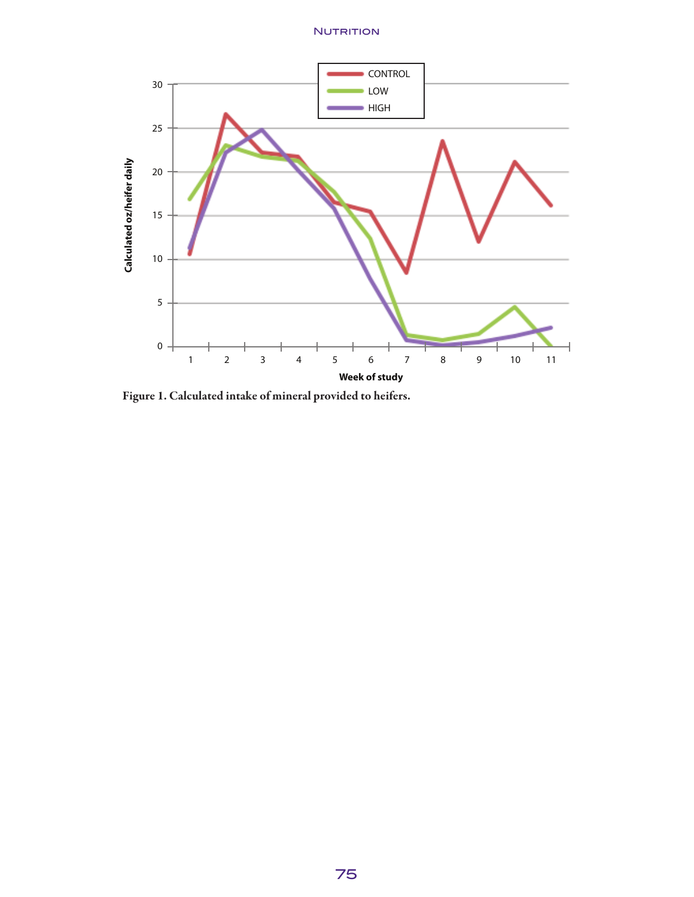CONTROL
LOW
HIGH

30
25
20
15
10
5
0

Calculated oz/heifer daily

1 2 3 4 5 6 7 8 9 10 11

Week of study

**Figure 1. Calculated intake of mineral provided to heifers.**